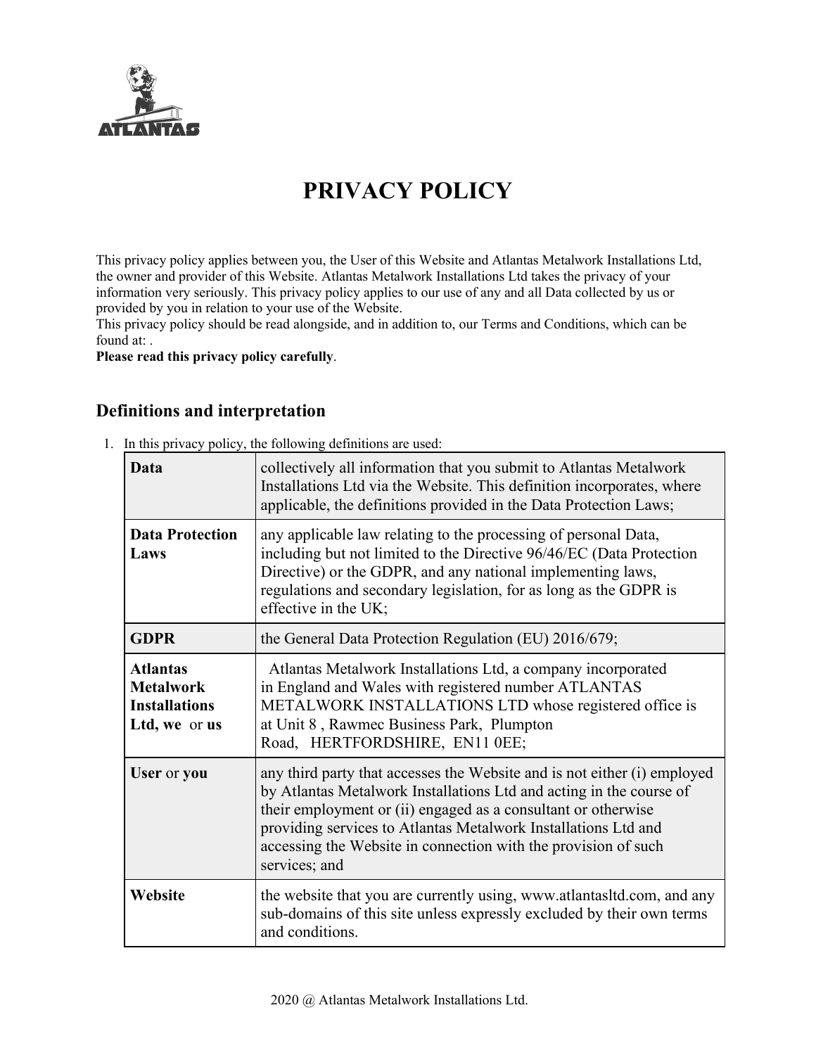# PRIVACY POLICY

This privacy policy applies between you, the User of this Website and Atlantas Metalwork Installations Ltd, the owner and provider of this Website. Atlantas Metalwork Installations Ltd takes the privacy of your information very seriously. This privacy policy applies to our use of any and all Data collected by us or provided by you in relation to your use of the Website.
This privacy policy should be read alongside, and in addition to, our Terms and Conditions, which can be found at: .
**Please read this privacy policy carefully**.

## Definitions and interpretation

1. In this privacy policy, the following definitions are used:

| | |
|---|---|
| **Data** | collectively all information that you submit to Atlantas Metalwork Installations Ltd via the Website. This definition incorporates, where applicable, the definitions provided in the Data Protection Laws; |
| **Data Protection Laws** | any applicable law relating to the processing of personal Data, including but not limited to the Directive 96/46/EC (Data Protection Directive) or the GDPR, and any national implementing laws, regulations and secondary legislation, for as long as the GDPR is effective in the UK; |
| **GDPR** | the General Data Protection Regulation (EU) 2016/679; |
| **Atlantas Metalwork Installations Ltd, we** or **us** | Atlantas Metalwork Installations Ltd, a company incorporated in England and Wales with registered number ATLANTAS METALWORK INSTALLATIONS LTD whose registered office is at Unit 8 , Rawmec Business Park, Plumpton Road, HERTFORDSHIRE, EN11 0EE; |
| **User** or **you** | any third party that accesses the Website and is not either (i) employed by Atlantas Metalwork Installations Ltd and acting in the course of their employment or (ii) engaged as a consultant or otherwise providing services to Atlantas Metalwork Installations Ltd and accessing the Website in connection with the provision of such services; and |
| **Website** | the website that you are currently using, www.atlantasltd.com, and any sub-domains of this site unless expressly excluded by their own terms and conditions. |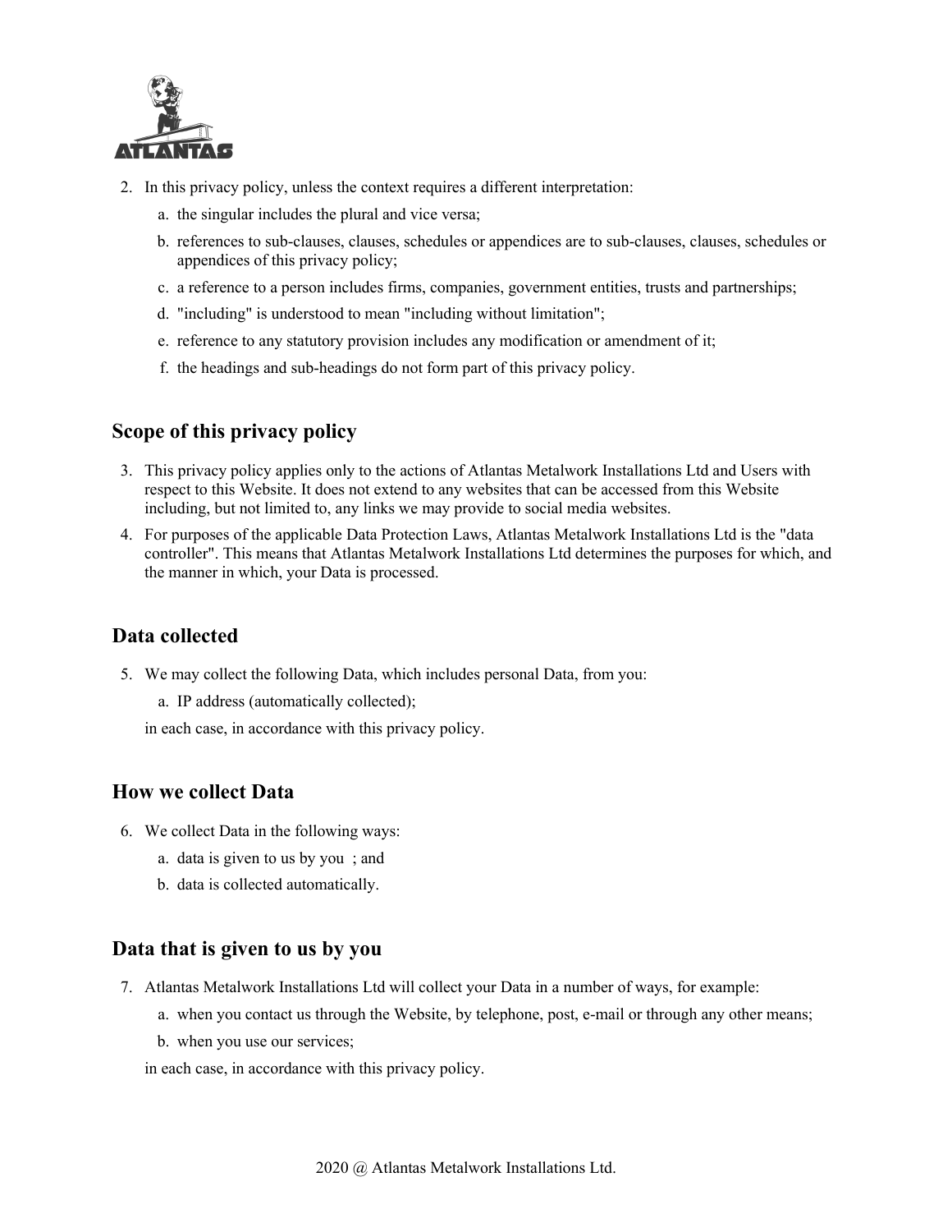2. In this privacy policy, unless the context requires a different interpretation:
    a. the singular includes the plural and vice versa;
    b. references to sub-clauses, clauses, schedules or appendices are to sub-clauses, clauses, schedules or appendices of this privacy policy;
    c. a reference to a person includes firms, companies, government entities, trusts and partnerships;
    d. "including" is understood to mean "including without limitation";
    e. reference to any statutory provision includes any modification or amendment of it;
    f. the headings and sub-headings do not form part of this privacy policy.

## Scope of this privacy policy

3. This privacy policy applies only to the actions of Atlantas Metalwork Installations Ltd and Users with respect to this Website. It does not extend to any websites that can be accessed from this Website including, but not limited to, any links we may provide to social media websites.
4. For purposes of the applicable Data Protection Laws, Atlantas Metalwork Installations Ltd is the "data controller". This means that Atlantas Metalwork Installations Ltd determines the purposes for which, and the manner in which, your Data is processed.

## Data collected

5. We may collect the following Data, which includes personal Data, from you:
    a. IP address (automatically collected);

    in each case, in accordance with this privacy policy.

## How we collect Data

6. We collect Data in the following ways:
    a. data is given to us by you ; and
    b. data is collected automatically.

## Data that is given to us by you

7. Atlantas Metalwork Installations Ltd will collect your Data in a number of ways, for example:
    a. when you contact us through the Website, by telephone, post, e-mail or through any other means;
    b. when you use our services;

    in each case, in accordance with this privacy policy.

2020 @ Atlantas Metalwork Installations Ltd.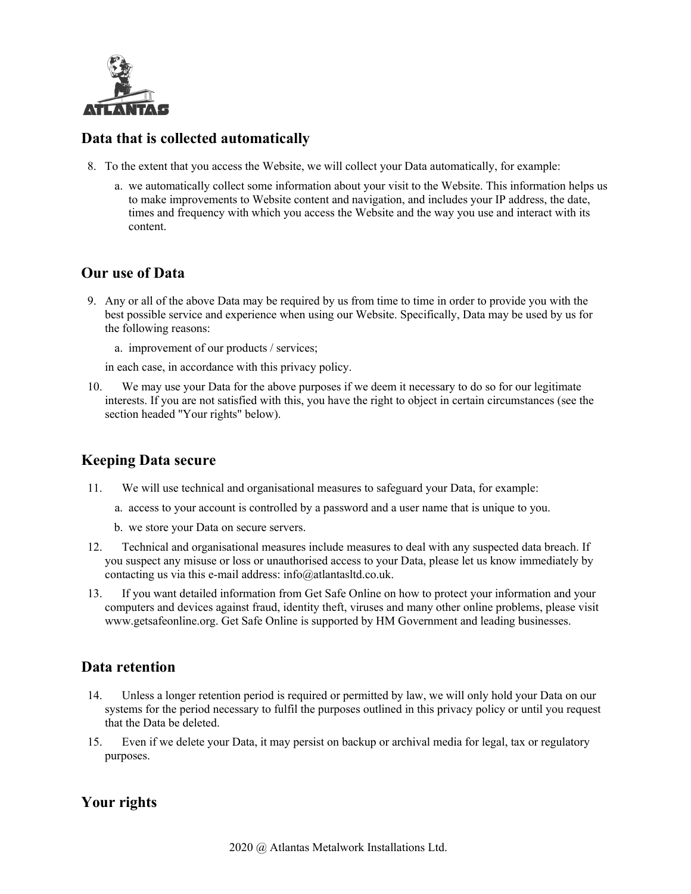## Data that is collected automatically

8. To the extent that you access the Website, we will collect your Data automatically, for example:
    a. we automatically collect some information about your visit to the Website. This information helps us to make improvements to Website content and navigation, and includes your IP address, the date, times and frequency with which you access the Website and the way you use and interact with its content.

## Our use of Data

9. Any or all of the above Data may be required by us from time to time in order to provide you with the best possible service and experience when using our Website. Specifically, Data may be used by us for the following reasons:
    a. improvement of our products / services;

    in each case, in accordance with this privacy policy.

10. We may use your Data for the above purposes if we deem it necessary to do so for our legitimate interests. If you are not satisfied with this, you have the right to object in certain circumstances (see the section headed "Your rights" below).

## Keeping Data secure

11. We will use technical and organisational measures to safeguard your Data, for example:
    a. access to your account is controlled by a password and a user name that is unique to you.
    b. we store your Data on secure servers.
12. Technical and organisational measures include measures to deal with any suspected data breach. If you suspect any misuse or loss or unauthorised access to your Data, please let us know immediately by contacting us via this e-mail address: info@atlantasltd.co.uk.
13. If you want detailed information from Get Safe Online on how to protect your information and your computers and devices against fraud, identity theft, viruses and many other online problems, please visit www.getsafeonline.org. Get Safe Online is supported by HM Government and leading businesses.

## Data retention

14. Unless a longer retention period is required or permitted by law, we will only hold your Data on our systems for the period necessary to fulfil the purposes outlined in this privacy policy or until you request that the Data be deleted.
15. Even if we delete your Data, it may persist on backup or archival media for legal, tax or regulatory purposes.

## Your rights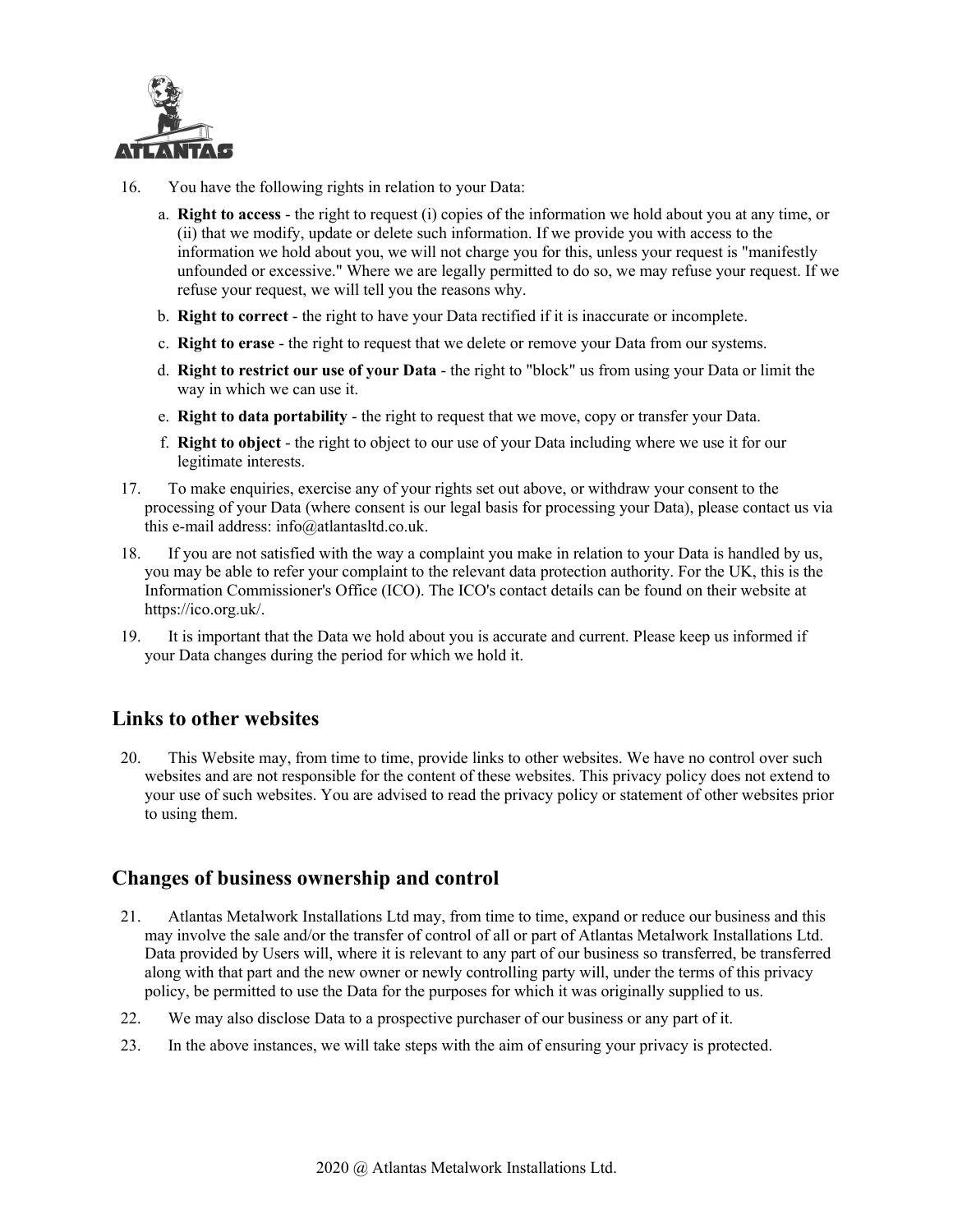16. You have the following rights in relation to your Data:

    a. **Right to access** - the right to request (i) copies of the information we hold about you at any time, or (ii) that we modify, update or delete such information. If we provide you with access to the information we hold about you, we will not charge you for this, unless your request is "manifestly unfounded or excessive." Where we are legally permitted to do so, we may refuse your request. If we refuse your request, we will tell you the reasons why.

    b. **Right to correct** - the right to have your Data rectified if it is inaccurate or incomplete.

    c. **Right to erase** - the right to request that we delete or remove your Data from our systems.

    d. **Right to restrict our use of your Data** - the right to "block" us from using your Data or limit the way in which we can use it.

    e. **Right to data portability** - the right to request that we move, copy or transfer your Data.

    f. **Right to object** - the right to object to our use of your Data including where we use it for our legitimate interests.

17. To make enquiries, exercise any of your rights set out above, or withdraw your consent to the processing of your Data (where consent is our legal basis for processing your Data), please contact us via this e-mail address: info@atlantasltd.co.uk.

18. If you are not satisfied with the way a complaint you make in relation to your Data is handled by us, you may be able to refer your complaint to the relevant data protection authority. For the UK, this is the Information Commissioner's Office (ICO). The ICO's contact details can be found on their website at https://ico.org.uk/.

19. It is important that the Data we hold about you is accurate and current. Please keep us informed if your Data changes during the period for which we hold it.

## Links to other websites

20. This Website may, from time to time, provide links to other websites. We have no control over such websites and are not responsible for the content of these websites. This privacy policy does not extend to your use of such websites. You are advised to read the privacy policy or statement of other websites prior to using them.

## Changes of business ownership and control

21. Atlantas Metalwork Installations Ltd may, from time to time, expand or reduce our business and this may involve the sale and/or the transfer of control of all or part of Atlantas Metalwork Installations Ltd. Data provided by Users will, where it is relevant to any part of our business so transferred, be transferred along with that part and the new owner or newly controlling party will, under the terms of this privacy policy, be permitted to use the Data for the purposes for which it was originally supplied to us.

22. We may also disclose Data to a prospective purchaser of our business or any part of it.

23. In the above instances, we will take steps with the aim of ensuring your privacy is protected.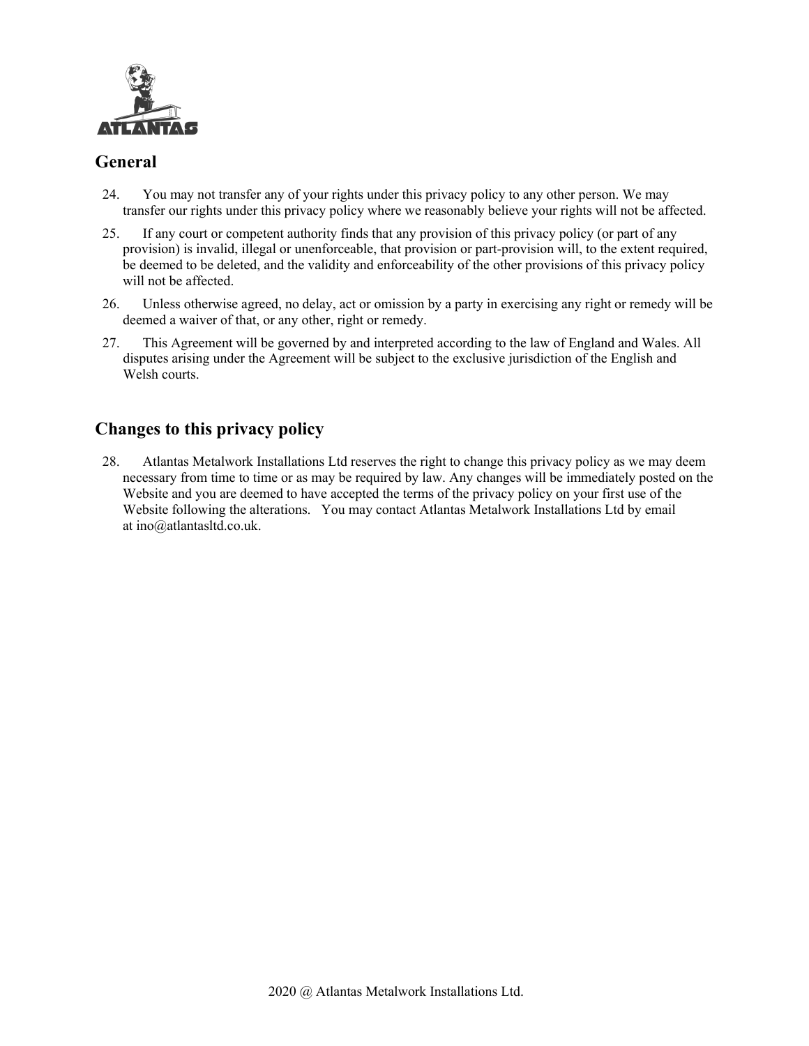## General

24. You may not transfer any of your rights under this privacy policy to any other person. We may transfer our rights under this privacy policy where we reasonably believe your rights will not be affected.

25. If any court or competent authority finds that any provision of this privacy policy (or part of any provision) is invalid, illegal or unenforceable, that provision or part-provision will, to the extent required, be deemed to be deleted, and the validity and enforceability of the other provisions of this privacy policy will not be affected.

26. Unless otherwise agreed, no delay, act or omission by a party in exercising any right or remedy will be deemed a waiver of that, or any other, right or remedy.

27. This Agreement will be governed by and interpreted according to the law of England and Wales. All disputes arising under the Agreement will be subject to the exclusive jurisdiction of the English and Welsh courts.

## Changes to this privacy policy

28. Atlantas Metalwork Installations Ltd reserves the right to change this privacy policy as we may deem necessary from time to time or as may be required by law. Any changes will be immediately posted on the Website and you are deemed to have accepted the terms of the privacy policy on your first use of the Website following the alterations. You may contact Atlantas Metalwork Installations Ltd by email at ino@atlantasltd.co.uk.

2020 @ Atlantas Metalwork Installations Ltd.